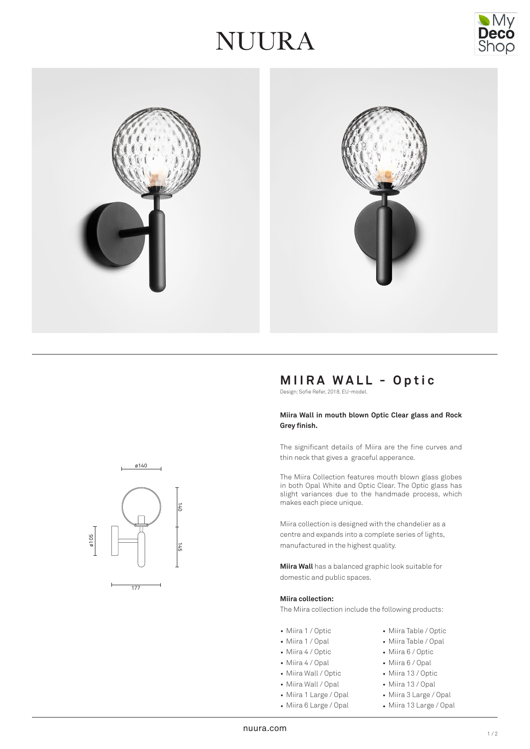# NUURA

## MIIRA WALL - Optic

Design: Sofie Refer, 2018. EU-model.

**Miira Wall in mouth blown Optic Clear glass and Rock Grey finish.**

The significant details of Miira are the fine curves and thin neck that gives a graceful apperance.

The Miira Collection features mouth blown glass globes in both Opal White and Optic Clear. The Optic glass has slight variances due to the handmade process, which makes each piece unique.

Miira collection is designed with the chandelier as a centre and expands into a complete series of lights, manufactured in the highest quality.

**Miira Wall** has a balanced graphic look suitable for domestic and public spaces.

**Miira collection:**

The Miira collection include the following products:

- Miira 1 / Optic
- Miira 1 / Opal
- Miira 4 / Optic
- Miira 4 / Opal
- Miira Wall / Optic
- Miira Wall / Opal
- Miira 1 Large / Opal
- Miira 6 Large / Opal
- Miira Table / Optic
- Miira Table / Opal
- Miira 6 / Optic
- Miira 6 / Opal
- Miira 13 / Optic
- Miira 13 / Opal
- Miira 3 Large / Opal
- Miira 13 Large / Opal

ø140

140

145

ø105

177

nuura.com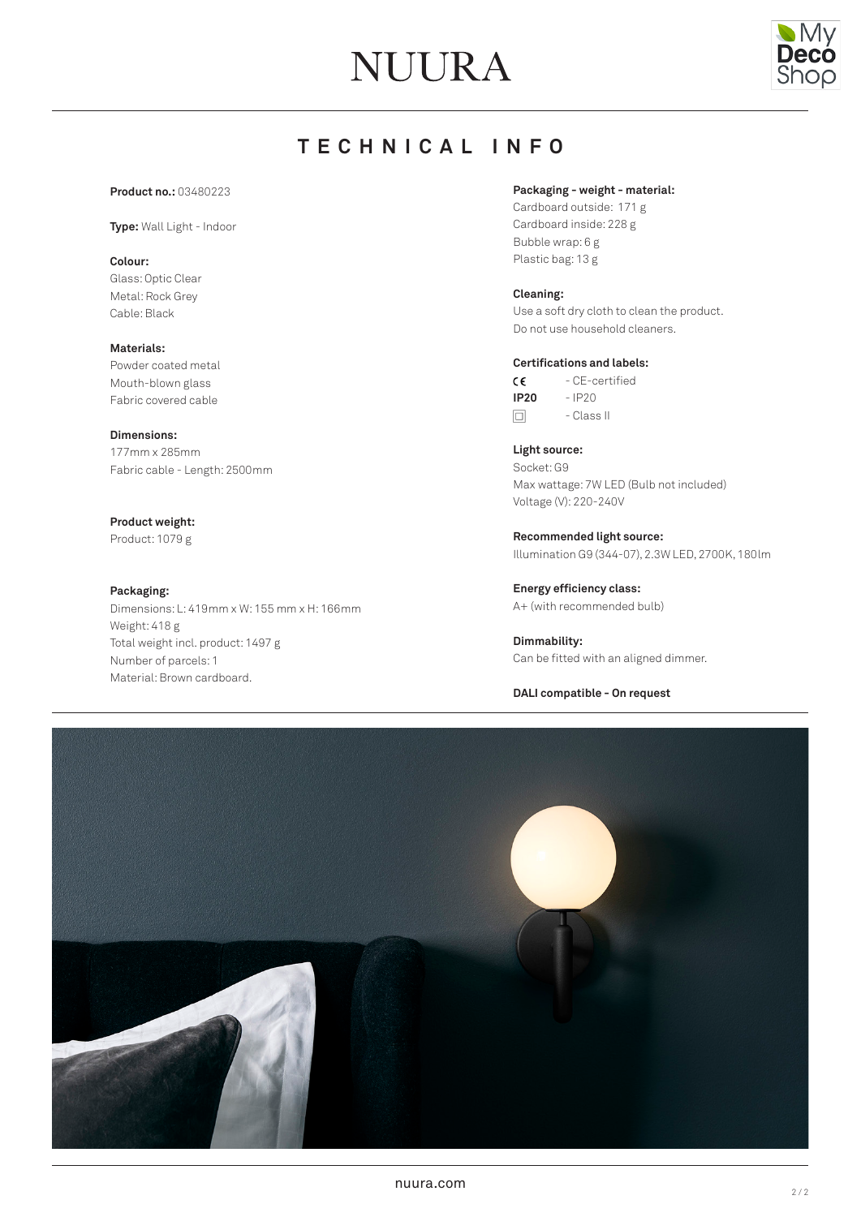# NUURA

## TECHNICAL INFO

**Product no.:** 03480223

**Type:** Wall Light - Indoor

**Colour:**
Glass: Optic Clear
Metal: Rock Grey
Cable: Black

**Materials:**
Powder coated metal
Mouth-blown glass
Fabric covered cable

**Dimensions:**
177mm x 285mm
Fabric cable - Length: 2500mm

**Product weight:**
Product: 1079 g

**Packaging:**
Dimensions: L: 419mm x W: 155 mm x H: 166mm
Weight: 418 g
Total weight incl. product: 1497 g
Number of parcels: 1
Material: Brown cardboard.

**Packaging - weight - material:**
Cardboard outside: 171 g
Cardboard inside: 228 g
Bubble wrap: 6 g
Plastic bag: 13 g

**Cleaning:**
Use a soft dry cloth to clean the product.
Do not use household cleaners.

**Certifications and labels:**
CE - CE-certified
**IP20** - IP20
▢ - Class II

**Light source:**
Socket: G9
Max wattage: 7W LED (Bulb not included)
Voltage (V): 220-240V

**Recommended light source:**
Illumination G9 (344-07), 2.3W LED, 2700K, 180lm

**Energy efficiency class:**
A+ (with recommended bulb)

**Dimmability:**
Can be fitted with an aligned dimmer.

**DALI compatible - On request**

nuura.com